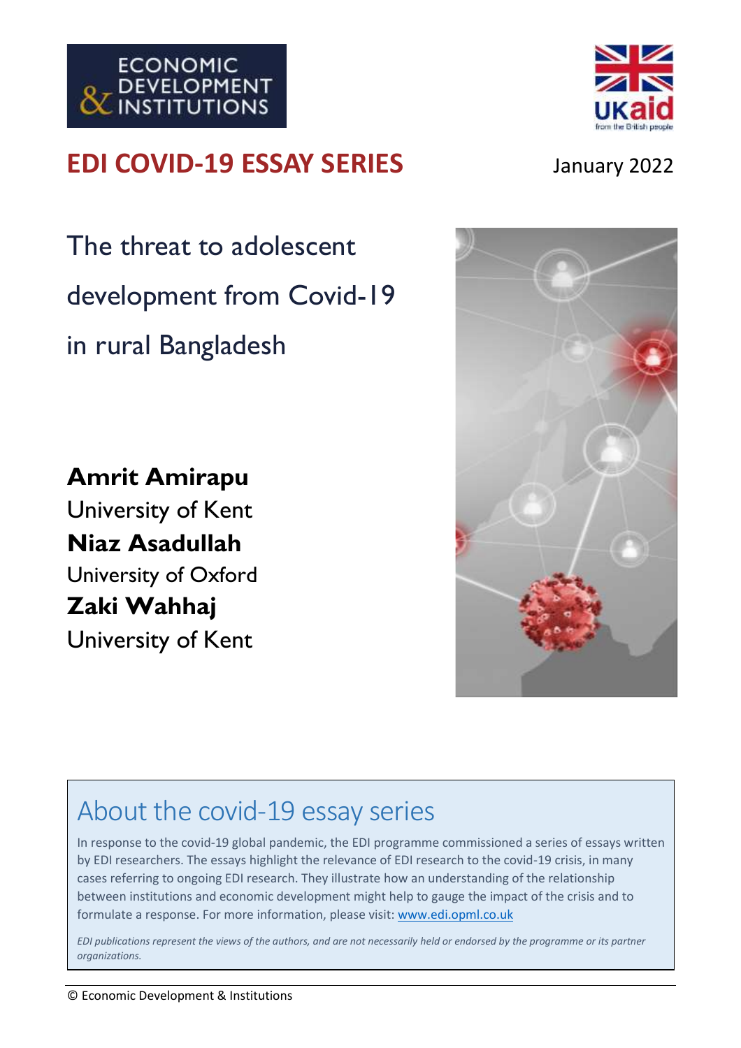ECONOMIC DEVELOPMENT & INSTITUTIONS

UKaid from the British people

## EDI COVID-19 ESSAY SERIES

January 2022

# The threat to adolescent development from Covid-19 in rural Bangladesh

**Amrit Amirapu**
University of Kent
**Niaz Asadullah**
University of Oxford
**Zaki Wahhaj**
University of Kent

## About the covid-19 essay series

In response to the covid-19 global pandemic, the EDI programme commissioned a series of essays written by EDI researchers. The essays highlight the relevance of EDI research to the covid-19 crisis, in many cases referring to ongoing EDI research. They illustrate how an understanding of the relationship between institutions and economic development might help to gauge the impact of the crisis and to formulate a response. For more information, please visit: www.edi.opml.co.uk

*EDI publications represent the views of the authors, and are not necessarily held or endorsed by the programme or its partner organizations.*

© Economic Development & Institutions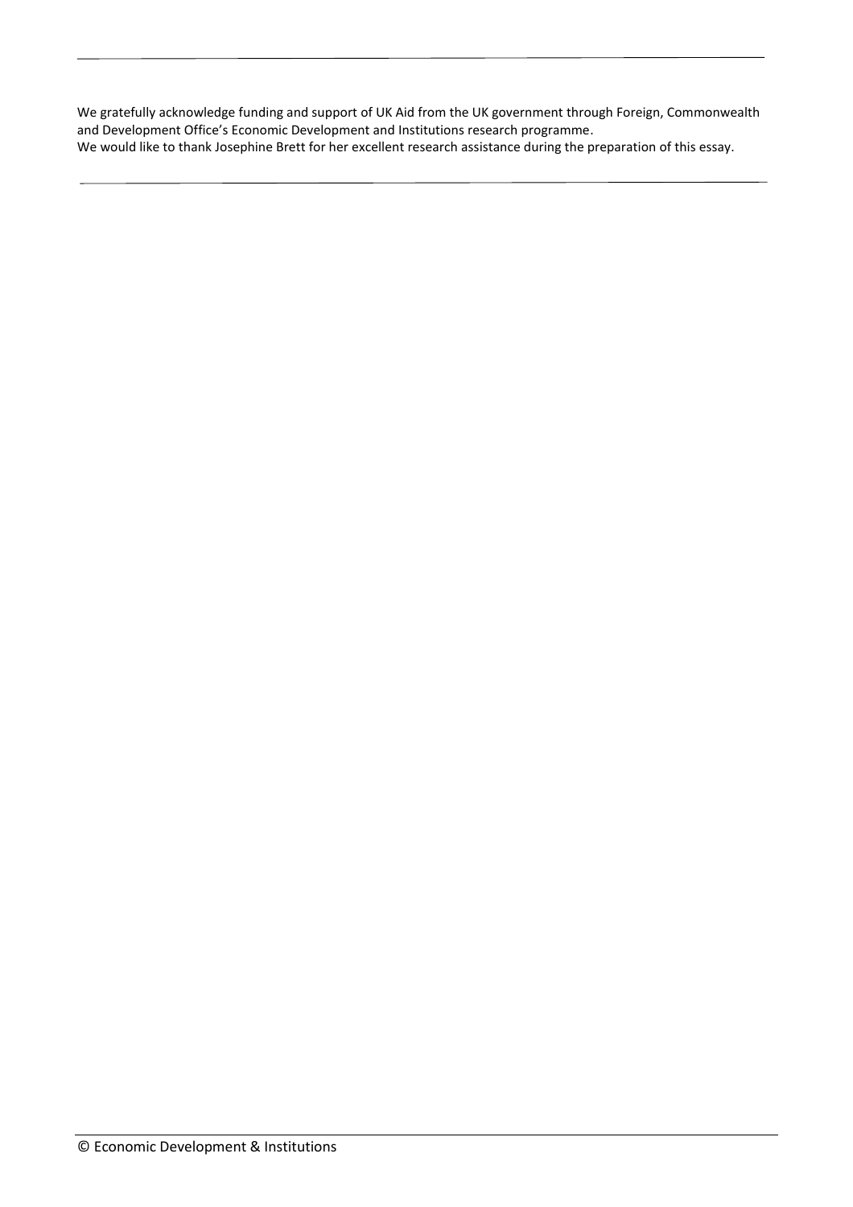We gratefully acknowledge funding and support of UK Aid from the UK government through Foreign, Commonwealth and Development Office's Economic Development and Institutions research programme.
We would like to thank Josephine Brett for her excellent research assistance during the preparation of this essay.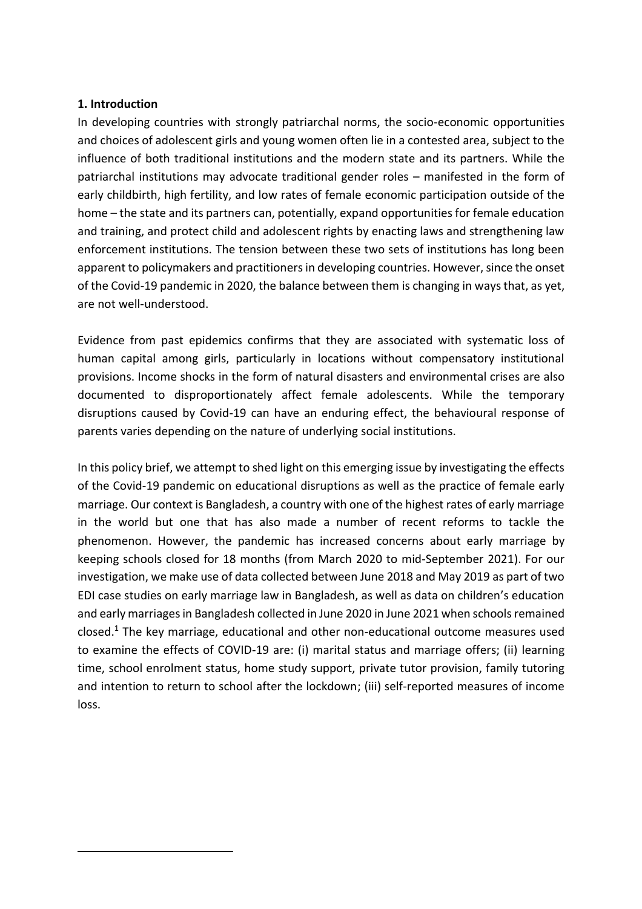**1. Introduction**

In developing countries with strongly patriarchal norms, the socio-economic opportunities and choices of adolescent girls and young women often lie in a contested area, subject to the influence of both traditional institutions and the modern state and its partners. While the patriarchal institutions may advocate traditional gender roles – manifested in the form of early childbirth, high fertility, and low rates of female economic participation outside of the home – the state and its partners can, potentially, expand opportunities for female education and training, and protect child and adolescent rights by enacting laws and strengthening law enforcement institutions. The tension between these two sets of institutions has long been apparent to policymakers and practitioners in developing countries. However, since the onset of the Covid-19 pandemic in 2020, the balance between them is changing in ways that, as yet, are not well-understood.

Evidence from past epidemics confirms that they are associated with systematic loss of human capital among girls, particularly in locations without compensatory institutional provisions. Income shocks in the form of natural disasters and environmental crises are also documented to disproportionately affect female adolescents. While the temporary disruptions caused by Covid-19 can have an enduring effect, the behavioural response of parents varies depending on the nature of underlying social institutions.

In this policy brief, we attempt to shed light on this emerging issue by investigating the effects of the Covid-19 pandemic on educational disruptions as well as the practice of female early marriage. Our context is Bangladesh, a country with one of the highest rates of early marriage in the world but one that has also made a number of recent reforms to tackle the phenomenon. However, the pandemic has increased concerns about early marriage by keeping schools closed for 18 months (from March 2020 to mid-September 2021). For our investigation, we make use of data collected between June 2018 and May 2019 as part of two EDI case studies on early marriage law in Bangladesh, as well as data on children's education and early marriages in Bangladesh collected in June 2020 in June 2021 when schools remained closed.[1] The key marriage, educational and other non-educational outcome measures used to examine the effects of COVID-19 are: (i) marital status and marriage offers; (ii) learning time, school enrolment status, home study support, private tutor provision, family tutoring and intention to return to school after the lockdown; (iii) self-reported measures of income loss.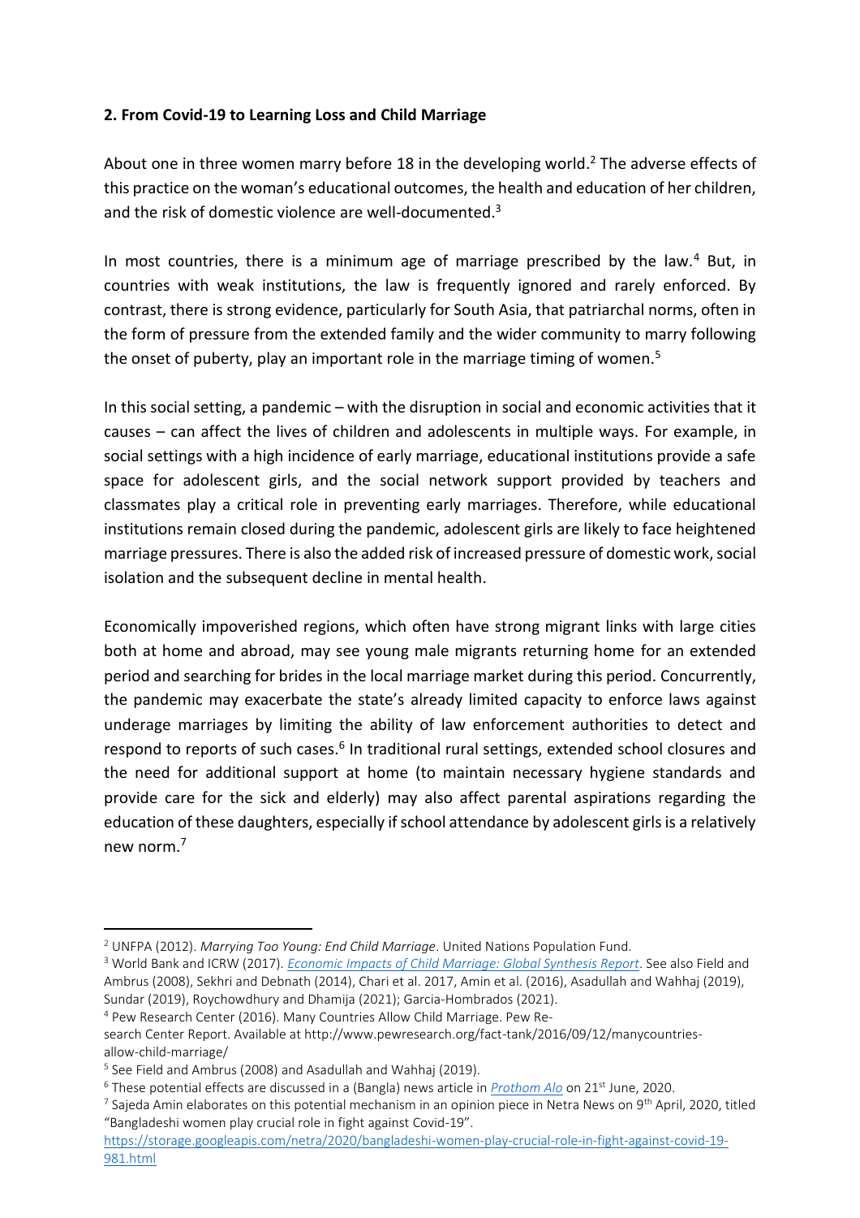## 2. From Covid-19 to Learning Loss and Child Marriage

About one in three women marry before 18 in the developing world.[2] The adverse effects of this practice on the woman's educational outcomes, the health and education of her children, and the risk of domestic violence are well-documented.[3]

In most countries, there is a minimum age of marriage prescribed by the law.[4] But, in countries with weak institutions, the law is frequently ignored and rarely enforced. By contrast, there is strong evidence, particularly for South Asia, that patriarchal norms, often in the form of pressure from the extended family and the wider community to marry following the onset of puberty, play an important role in the marriage timing of women.[5]

In this social setting, a pandemic – with the disruption in social and economic activities that it causes – can affect the lives of children and adolescents in multiple ways. For example, in social settings with a high incidence of early marriage, educational institutions provide a safe space for adolescent girls, and the social network support provided by teachers and classmates play a critical role in preventing early marriages. Therefore, while educational institutions remain closed during the pandemic, adolescent girls are likely to face heightened marriage pressures. There is also the added risk of increased pressure of domestic work, social isolation and the subsequent decline in mental health.

Economically impoverished regions, which often have strong migrant links with large cities both at home and abroad, may see young male migrants returning home for an extended period and searching for brides in the local marriage market during this period. Concurrently, the pandemic may exacerbate the state's already limited capacity to enforce laws against underage marriages by limiting the ability of law enforcement authorities to detect and respond to reports of such cases.[6] In traditional rural settings, extended school closures and the need for additional support at home (to maintain necessary hygiene standards and provide care for the sick and elderly) may also affect parental aspirations regarding the education of these daughters, especially if school attendance by adolescent girls is a relatively new norm.[7]

---

[2] UNFPA (2012). *Marrying Too Young: End Child Marriage*. United Nations Population Fund.

[3] World Bank and ICRW (2017). *Economic Impacts of Child Marriage: Global Synthesis Report*. See also Field and Ambrus (2008), Sekhri and Debnath (2014), Chari et al. 2017, Amin et al. (2016), Asadullah and Wahhaj (2019), Sundar (2019), Roychowdhury and Dhamija (2021); Garcia-Hombrados (2021).

[4] Pew Research Center (2016). Many Countries Allow Child Marriage. Pew Research Center Report. Available at http://www.pewresearch.org/fact-tank/2016/09/12/manycountries-allow-child-marriage/

[5] See Field and Ambrus (2008) and Asadullah and Wahhaj (2019).

[6] These potential effects are discussed in a (Bangla) news article in *Prothom Alo* on 21st June, 2020.

[7] Sajeda Amin elaborates on this potential mechanism in an opinion piece in Netra News on 9th April, 2020, titled "Bangladeshi women play crucial role in fight against Covid-19". https://storage.googleapis.com/netra/2020/bangladeshi-women-play-crucial-role-in-fight-against-covid-19-981.html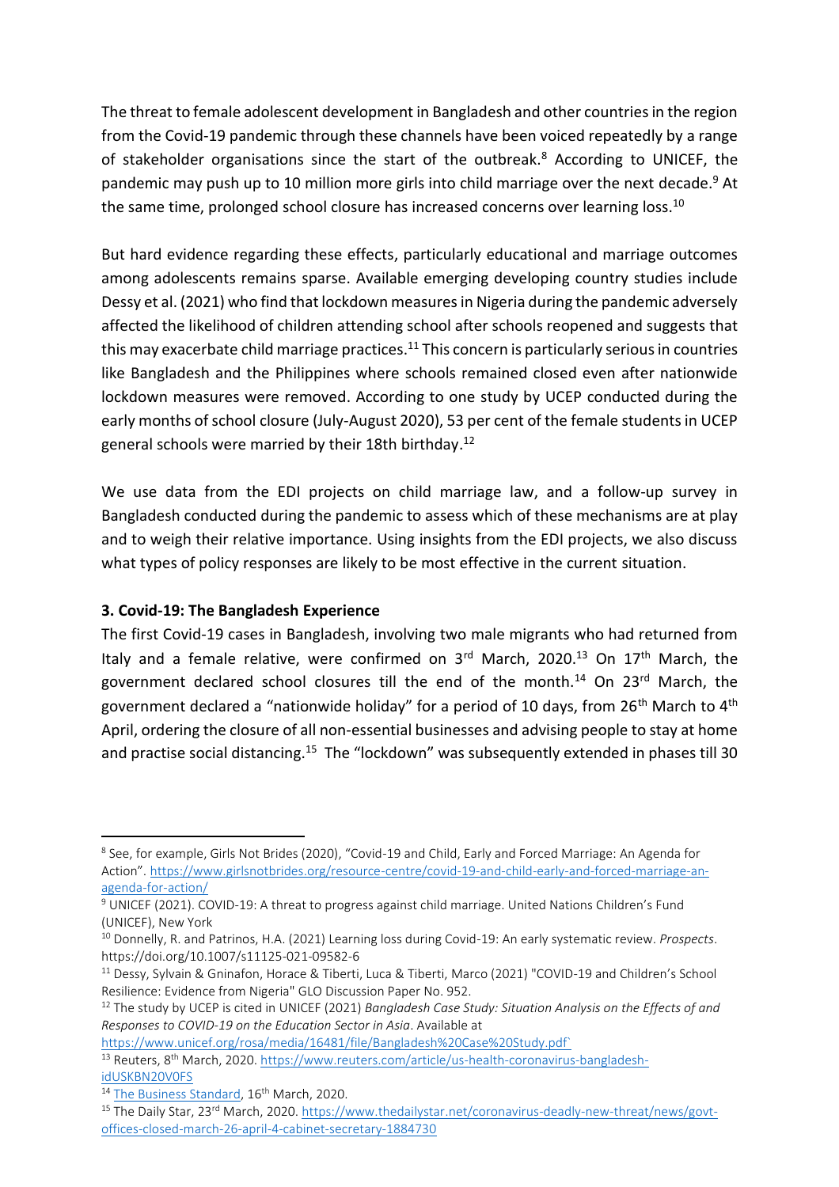The threat to female adolescent development in Bangladesh and other countries in the region from the Covid-19 pandemic through these channels have been voiced repeatedly by a range of stakeholder organisations since the start of the outbreak.[8] According to UNICEF, the pandemic may push up to 10 million more girls into child marriage over the next decade.[9] At the same time, prolonged school closure has increased concerns over learning loss.[10]

But hard evidence regarding these effects, particularly educational and marriage outcomes among adolescents remains sparse. Available emerging developing country studies include Dessy et al. (2021) who find that lockdown measures in Nigeria during the pandemic adversely affected the likelihood of children attending school after schools reopened and suggests that this may exacerbate child marriage practices.[11] This concern is particularly serious in countries like Bangladesh and the Philippines where schools remained closed even after nationwide lockdown measures were removed. According to one study by UCEP conducted during the early months of school closure (July-August 2020), 53 per cent of the female students in UCEP general schools were married by their 18th birthday.[12]

We use data from the EDI projects on child marriage law, and a follow-up survey in Bangladesh conducted during the pandemic to assess which of these mechanisms are at play and to weigh their relative importance. Using insights from the EDI projects, we also discuss what types of policy responses are likely to be most effective in the current situation.

### 3. Covid-19: The Bangladesh Experience

The first Covid-19 cases in Bangladesh, involving two male migrants who had returned from Italy and a female relative, were confirmed on 3rd March, 2020.[13] On 17th March, the government declared school closures till the end of the month.[14] On 23rd March, the government declared a "nationwide holiday" for a period of 10 days, from 26th March to 4th April, ordering the closure of all non-essential businesses and advising people to stay at home and practise social distancing.[15] The "lockdown" was subsequently extended in phases till 30

---

[8] See, for example, Girls Not Brides (2020), "Covid-19 and Child, Early and Forced Marriage: An Agenda for Action". https://www.girlsnotbrides.org/resource-centre/covid-19-and-child-early-and-forced-marriage-an-agenda-for-action/

[9] UNICEF (2021). COVID-19: A threat to progress against child marriage. United Nations Children's Fund (UNICEF), New York

[10] Donnelly, R. and Patrinos, H.A. (2021) Learning loss during Covid-19: An early systematic review. *Prospects*. https://doi.org/10.1007/s11125-021-09582-6

[11] Dessy, Sylvain & Gninafon, Horace & Tiberti, Luca & Tiberti, Marco (2021) "COVID-19 and Children's School Resilience: Evidence from Nigeria" GLO Discussion Paper No. 952.

[12] The study by UCEP is cited in UNICEF (2021) *Bangladesh Case Study: Situation Analysis on the Effects of and Responses to COVID-19 on the Education Sector in Asia*. Available at https://www.unicef.org/rosa/media/16481/file/Bangladesh%20Case%20Study.pdf`

[13] Reuters, 8th March, 2020. https://www.reuters.com/article/us-health-coronavirus-bangladesh-idUSKBN20V0FS

[14] The Business Standard, 16th March, 2020.

[15] The Daily Star, 23rd March, 2020. https://www.thedailystar.net/coronavirus-deadly-new-threat/news/govt-offices-closed-march-26-april-4-cabinet-secretary-1884730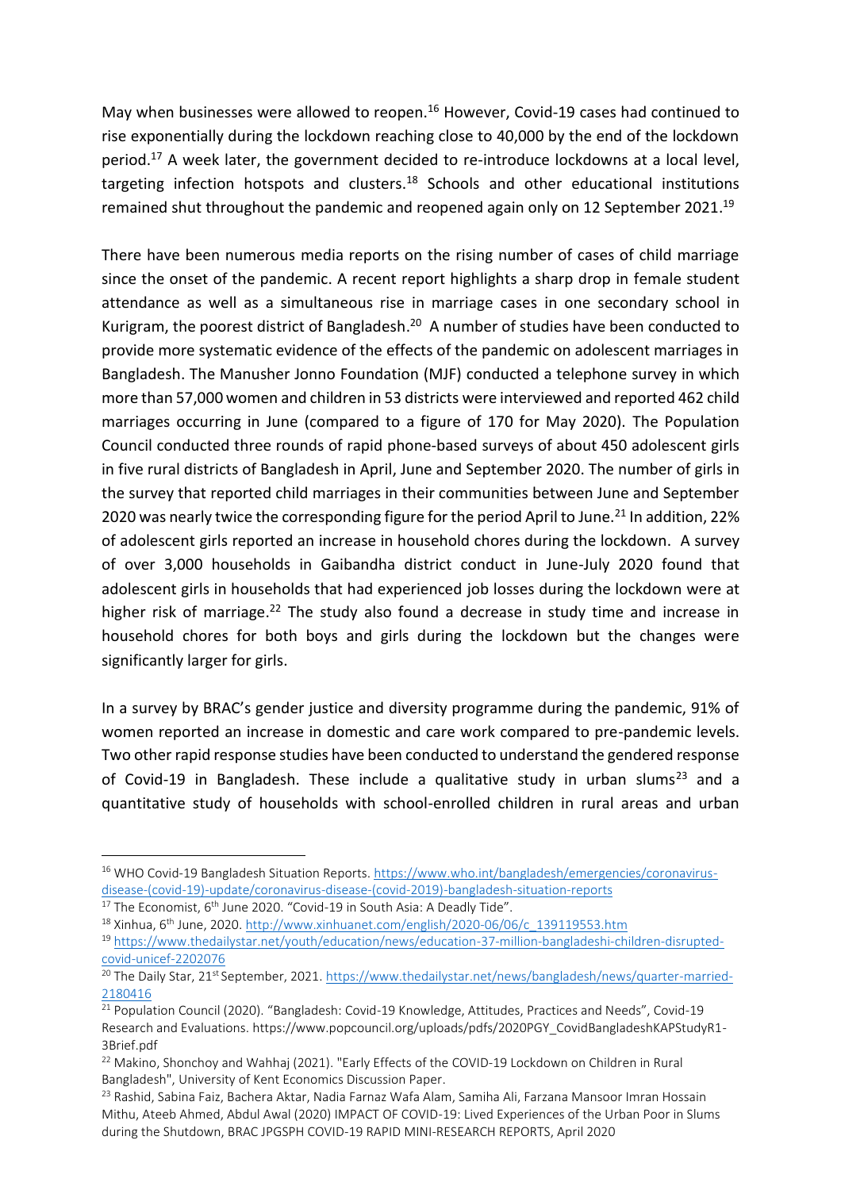May when businesses were allowed to reopen.[16] However, Covid-19 cases had continued to rise exponentially during the lockdown reaching close to 40,000 by the end of the lockdown period.[17] A week later, the government decided to re-introduce lockdowns at a local level, targeting infection hotspots and clusters.[18] Schools and other educational institutions remained shut throughout the pandemic and reopened again only on 12 September 2021.[19]

There have been numerous media reports on the rising number of cases of child marriage since the onset of the pandemic. A recent report highlights a sharp drop in female student attendance as well as a simultaneous rise in marriage cases in one secondary school in Kurigram, the poorest district of Bangladesh.[20] A number of studies have been conducted to provide more systematic evidence of the effects of the pandemic on adolescent marriages in Bangladesh. The Manusher Jonno Foundation (MJF) conducted a telephone survey in which more than 57,000 women and children in 53 districts were interviewed and reported 462 child marriages occurring in June (compared to a figure of 170 for May 2020). The Population Council conducted three rounds of rapid phone-based surveys of about 450 adolescent girls in five rural districts of Bangladesh in April, June and September 2020. The number of girls in the survey that reported child marriages in their communities between June and September 2020 was nearly twice the corresponding figure for the period April to June.[21] In addition, 22% of adolescent girls reported an increase in household chores during the lockdown. A survey of over 3,000 households in Gaibandha district conduct in June-July 2020 found that adolescent girls in households that had experienced job losses during the lockdown were at higher risk of marriage.[22] The study also found a decrease in study time and increase in household chores for both boys and girls during the lockdown but the changes were significantly larger for girls.

In a survey by BRAC's gender justice and diversity programme during the pandemic, 91% of women reported an increase in domestic and care work compared to pre-pandemic levels. Two other rapid response studies have been conducted to understand the gendered response of Covid-19 in Bangladesh. These include a qualitative study in urban slums[23] and a quantitative study of households with school-enrolled children in rural areas and urban

---

[16] WHO Covid-19 Bangladesh Situation Reports. https://www.who.int/bangladesh/emergencies/coronavirus-disease-(covid-19)-update/coronavirus-disease-(covid-2019)-bangladesh-situation-reports

[17] The Economist, 6th June 2020. "Covid-19 in South Asia: A Deadly Tide".

[18] Xinhua, 6th June, 2020. http://www.xinhuanet.com/english/2020-06/06/c_139119553.htm

[19] https://www.thedailystar.net/youth/education/news/education-37-million-bangladeshi-children-disrupted-covid-unicef-2202076

[20] The Daily Star, 21st September, 2021. https://www.thedailystar.net/news/bangladesh/news/quarter-married-2180416

[21] Population Council (2020). "Bangladesh: Covid-19 Knowledge, Attitudes, Practices and Needs", Covid-19 Research and Evaluations. https://www.popcouncil.org/uploads/pdfs/2020PGY_CovidBangladeshKAPStudyR1-3Brief.pdf

[22] Makino, Shonchoy and Wahhaj (2021). "Early Effects of the COVID-19 Lockdown on Children in Rural Bangladesh", University of Kent Economics Discussion Paper.

[23] Rashid, Sabina Faiz, Bachera Aktar, Nadia Farnaz Wafa Alam, Samiha Ali, Farzana Mansoor Imran Hossain Mithu, Ateeb Ahmed, Abdul Awal (2020) IMPACT OF COVID-19: Lived Experiences of the Urban Poor in Slums during the Shutdown, BRAC JPGSPH COVID-19 RAPID MINI-RESEARCH REPORTS, April 2020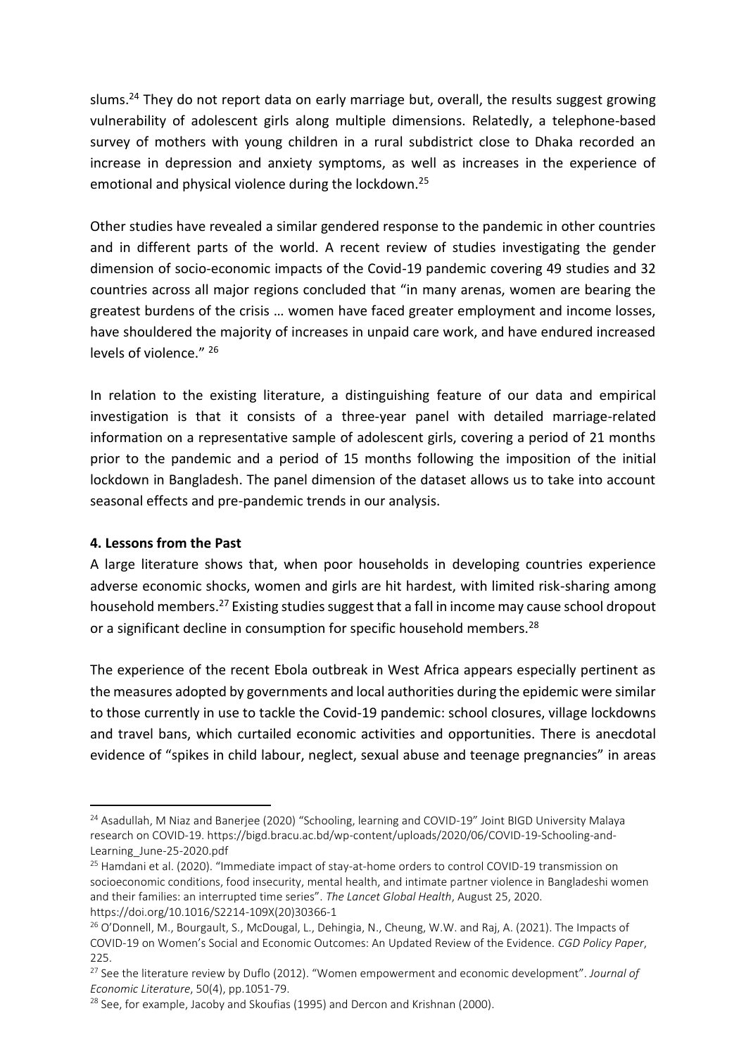slums.[24] They do not report data on early marriage but, overall, the results suggest growing vulnerability of adolescent girls along multiple dimensions. Relatedly, a telephone-based survey of mothers with young children in a rural subdistrict close to Dhaka recorded an increase in depression and anxiety symptoms, as well as increases in the experience of emotional and physical violence during the lockdown.[25]

Other studies have revealed a similar gendered response to the pandemic in other countries and in different parts of the world. A recent review of studies investigating the gender dimension of socio-economic impacts of the Covid-19 pandemic covering 49 studies and 32 countries across all major regions concluded that "in many arenas, women are bearing the greatest burdens of the crisis … women have faced greater employment and income losses, have shouldered the majority of increases in unpaid care work, and have endured increased levels of violence." [26]

In relation to the existing literature, a distinguishing feature of our data and empirical investigation is that it consists of a three-year panel with detailed marriage-related information on a representative sample of adolescent girls, covering a period of 21 months prior to the pandemic and a period of 15 months following the imposition of the initial lockdown in Bangladesh. The panel dimension of the dataset allows us to take into account seasonal effects and pre-pandemic trends in our analysis.

## 4. Lessons from the Past

A large literature shows that, when poor households in developing countries experience adverse economic shocks, women and girls are hit hardest, with limited risk-sharing among household members.[27] Existing studies suggest that a fall in income may cause school dropout or a significant decline in consumption for specific household members.[28]

The experience of the recent Ebola outbreak in West Africa appears especially pertinent as the measures adopted by governments and local authorities during the epidemic were similar to those currently in use to tackle the Covid-19 pandemic: school closures, village lockdowns and travel bans, which curtailed economic activities and opportunities. There is anecdotal evidence of "spikes in child labour, neglect, sexual abuse and teenage pregnancies" in areas

---

[24] Asadullah, M Niaz and Banerjee (2020) "Schooling, learning and COVID-19" Joint BIGD University Malaya research on COVID-19. https://bigd.bracu.ac.bd/wp-content/uploads/2020/06/COVID-19-Schooling-and-Learning_June-25-2020.pdf

[25] Hamdani et al. (2020). "Immediate impact of stay-at-home orders to control COVID-19 transmission on socioeconomic conditions, food insecurity, mental health, and intimate partner violence in Bangladeshi women and their families: an interrupted time series". *The Lancet Global Health*, August 25, 2020. https://doi.org/10.1016/S2214-109X(20)30366-1

[26] O'Donnell, M., Bourgault, S., McDougal, L., Dehingia, N., Cheung, W.W. and Raj, A. (2021). The Impacts of COVID-19 on Women's Social and Economic Outcomes: An Updated Review of the Evidence. *CGD Policy Paper*, 225.

[27] See the literature review by Duflo (2012). "Women empowerment and economic development". *Journal of Economic Literature*, 50(4), pp.1051-79.

[28] See, for example, Jacoby and Skoufias (1995) and Dercon and Krishnan (2000).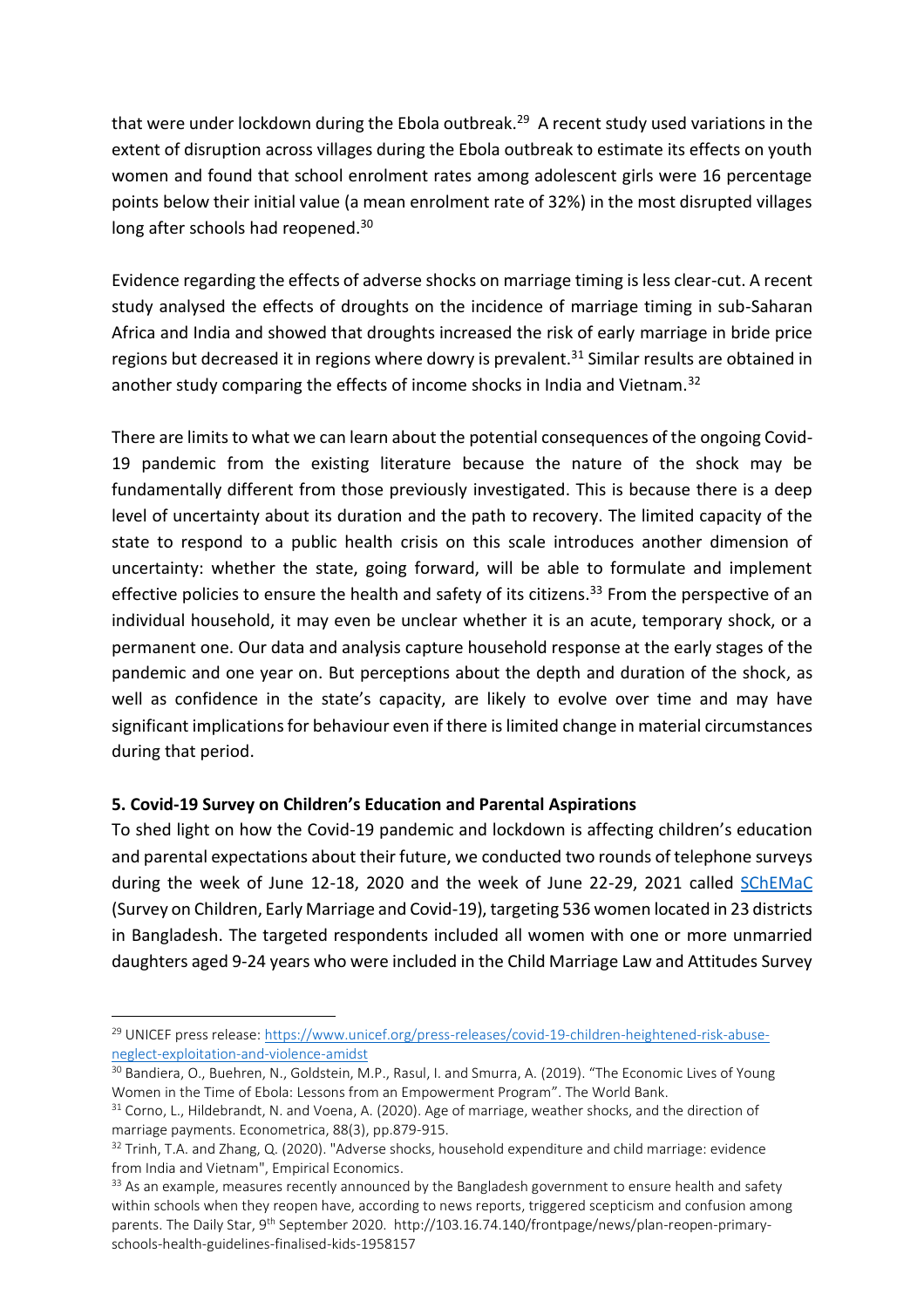that were under lockdown during the Ebola outbreak.[29] A recent study used variations in the extent of disruption across villages during the Ebola outbreak to estimate its effects on youth women and found that school enrolment rates among adolescent girls were 16 percentage points below their initial value (a mean enrolment rate of 32%) in the most disrupted villages long after schools had reopened.[30]

Evidence regarding the effects of adverse shocks on marriage timing is less clear-cut. A recent study analysed the effects of droughts on the incidence of marriage timing in sub-Saharan Africa and India and showed that droughts increased the risk of early marriage in bride price regions but decreased it in regions where dowry is prevalent.[31] Similar results are obtained in another study comparing the effects of income shocks in India and Vietnam.[32]

There are limits to what we can learn about the potential consequences of the ongoing Covid-19 pandemic from the existing literature because the nature of the shock may be fundamentally different from those previously investigated. This is because there is a deep level of uncertainty about its duration and the path to recovery. The limited capacity of the state to respond to a public health crisis on this scale introduces another dimension of uncertainty: whether the state, going forward, will be able to formulate and implement effective policies to ensure the health and safety of its citizens.[33] From the perspective of an individual household, it may even be unclear whether it is an acute, temporary shock, or a permanent one. Our data and analysis capture household response at the early stages of the pandemic and one year on. But perceptions about the depth and duration of the shock, as well as confidence in the state's capacity, are likely to evolve over time and may have significant implications for behaviour even if there is limited change in material circumstances during that period.

## 5. Covid-19 Survey on Children's Education and Parental Aspirations

To shed light on how the Covid-19 pandemic and lockdown is affecting children's education and parental expectations about their future, we conducted two rounds of telephone surveys during the week of June 12-18, 2020 and the week of June 22-29, 2021 called SChEMaC (Survey on Children, Early Marriage and Covid-19), targeting 536 women located in 23 districts in Bangladesh. The targeted respondents included all women with one or more unmarried daughters aged 9-24 years who were included in the Child Marriage Law and Attitudes Survey

---

[29] UNICEF press release: https://www.unicef.org/press-releases/covid-19-children-heightened-risk-abuse-neglect-exploitation-and-violence-amidst

[30] Bandiera, O., Buehren, N., Goldstein, M.P., Rasul, I. and Smurra, A. (2019). "The Economic Lives of Young Women in the Time of Ebola: Lessons from an Empowerment Program". The World Bank.

[31] Corno, L., Hildebrandt, N. and Voena, A. (2020). Age of marriage, weather shocks, and the direction of marriage payments. Econometrica, 88(3), pp.879-915.

[32] Trinh, T.A. and Zhang, Q. (2020). "Adverse shocks, household expenditure and child marriage: evidence from India and Vietnam", Empirical Economics.

[33] As an example, measures recently announced by the Bangladesh government to ensure health and safety within schools when they reopen have, according to news reports, triggered scepticism and confusion among parents. The Daily Star, 9th September 2020. http://103.16.74.140/frontpage/news/plan-reopen-primary-schools-health-guidelines-finalised-kids-1958157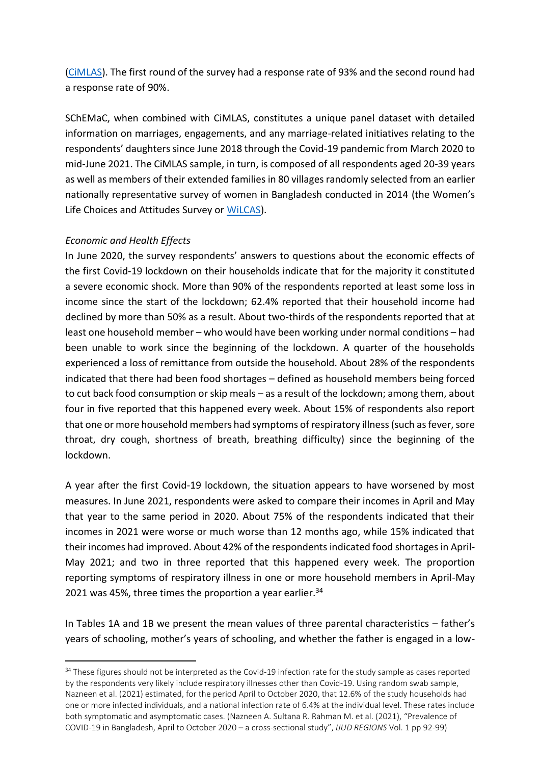(CiMLAS). The first round of the survey had a response rate of 93% and the second round had a response rate of 90%.

SChEMaC, when combined with CiMLAS, constitutes a unique panel dataset with detailed information on marriages, engagements, and any marriage-related initiatives relating to the respondents' daughters since June 2018 through the Covid-19 pandemic from March 2020 to mid-June 2021. The CiMLAS sample, in turn, is composed of all respondents aged 20-39 years as well as members of their extended families in 80 villages randomly selected from an earlier nationally representative survey of women in Bangladesh conducted in 2014 (the Women's Life Choices and Attitudes Survey or WiLCAS).

*Economic and Health Effects*

In June 2020, the survey respondents' answers to questions about the economic effects of the first Covid-19 lockdown on their households indicate that for the majority it constituted a severe economic shock. More than 90% of the respondents reported at least some loss in income since the start of the lockdown; 62.4% reported that their household income had declined by more than 50% as a result. About two-thirds of the respondents reported that at least one household member – who would have been working under normal conditions – had been unable to work since the beginning of the lockdown. A quarter of the households experienced a loss of remittance from outside the household. About 28% of the respondents indicated that there had been food shortages – defined as household members being forced to cut back food consumption or skip meals – as a result of the lockdown; among them, about four in five reported that this happened every week. About 15% of respondents also report that one or more household members had symptoms of respiratory illness (such as fever, sore throat, dry cough, shortness of breath, breathing difficulty) since the beginning of the lockdown.

A year after the first Covid-19 lockdown, the situation appears to have worsened by most measures. In June 2021, respondents were asked to compare their incomes in April and May that year to the same period in 2020. About 75% of the respondents indicated that their incomes in 2021 were worse or much worse than 12 months ago, while 15% indicated that their incomes had improved. About 42% of the respondents indicated food shortages in April-May 2021; and two in three reported that this happened every week. The proportion reporting symptoms of respiratory illness in one or more household members in April-May 2021 was 45%, three times the proportion a year earlier.[34]

In Tables 1A and 1B we present the mean values of three parental characteristics – father's years of schooling, mother's years of schooling, and whether the father is engaged in a low-

---

[34] These figures should not be interpreted as the Covid-19 infection rate for the study sample as cases reported by the respondents very likely include respiratory illnesses other than Covid-19. Using random swab sample, Nazneen et al. (2021) estimated, for the period April to October 2020, that 12.6% of the study households had one or more infected individuals, and a national infection rate of 6.4% at the individual level. These rates include both symptomatic and asymptomatic cases. (Nazneen A. Sultana R. Rahman M. et al. (2021), "Prevalence of COVID-19 in Bangladesh, April to October 2020 – a cross-sectional study", *IJID REGIONS* Vol. 1 pp 92-99)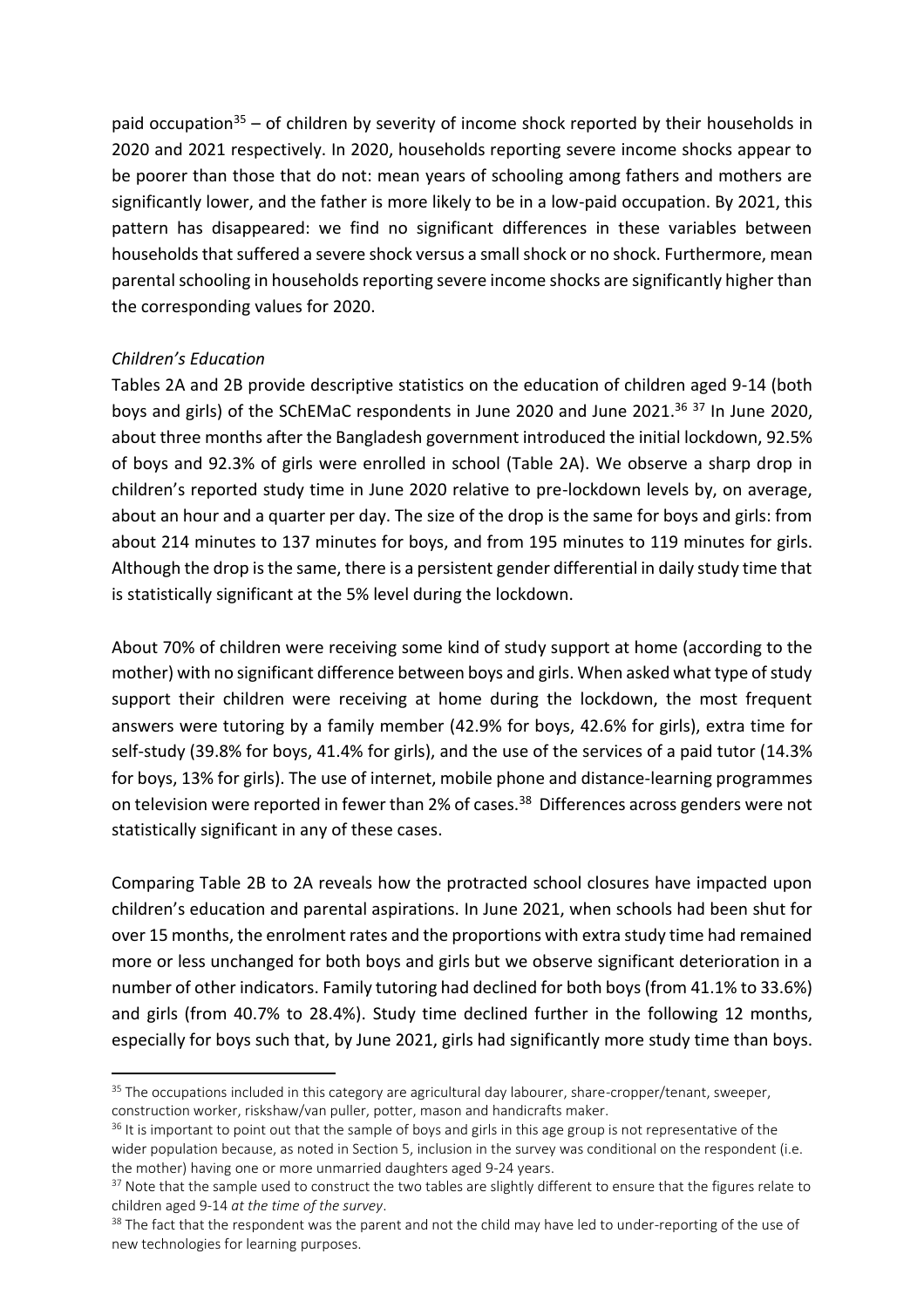paid occupation[35] – of children by severity of income shock reported by their households in 2020 and 2021 respectively. In 2020, households reporting severe income shocks appear to be poorer than those that do not: mean years of schooling among fathers and mothers are significantly lower, and the father is more likely to be in a low-paid occupation. By 2021, this pattern has disappeared: we find no significant differences in these variables between households that suffered a severe shock versus a small shock or no shock. Furthermore, mean parental schooling in households reporting severe income shocks are significantly higher than the corresponding values for 2020.

*Children's Education*

Tables 2A and 2B provide descriptive statistics on the education of children aged 9-14 (both boys and girls) of the SChEMaC respondents in June 2020 and June 2021.[36] [37] In June 2020, about three months after the Bangladesh government introduced the initial lockdown, 92.5% of boys and 92.3% of girls were enrolled in school (Table 2A). We observe a sharp drop in children's reported study time in June 2020 relative to pre-lockdown levels by, on average, about an hour and a quarter per day. The size of the drop is the same for boys and girls: from about 214 minutes to 137 minutes for boys, and from 195 minutes to 119 minutes for girls. Although the drop is the same, there is a persistent gender differential in daily study time that is statistically significant at the 5% level during the lockdown.

About 70% of children were receiving some kind of study support at home (according to the mother) with no significant difference between boys and girls. When asked what type of study support their children were receiving at home during the lockdown, the most frequent answers were tutoring by a family member (42.9% for boys, 42.6% for girls), extra time for self-study (39.8% for boys, 41.4% for girls), and the use of the services of a paid tutor (14.3% for boys, 13% for girls). The use of internet, mobile phone and distance-learning programmes on television were reported in fewer than 2% of cases.[38] Differences across genders were not statistically significant in any of these cases.

Comparing Table 2B to 2A reveals how the protracted school closures have impacted upon children's education and parental aspirations. In June 2021, when schools had been shut for over 15 months, the enrolment rates and the proportions with extra study time had remained more or less unchanged for both boys and girls but we observe significant deterioration in a number of other indicators. Family tutoring had declined for both boys (from 41.1% to 33.6%) and girls (from 40.7% to 28.4%). Study time declined further in the following 12 months, especially for boys such that, by June 2021, girls had significantly more study time than boys.

---

[35] The occupations included in this category are agricultural day labourer, share-cropper/tenant, sweeper, construction worker, riskshaw/van puller, potter, mason and handicrafts maker.

[36] It is important to point out that the sample of boys and girls in this age group is not representative of the wider population because, as noted in Section 5, inclusion in the survey was conditional on the respondent (i.e. the mother) having one or more unmarried daughters aged 9-24 years.

[37] Note that the sample used to construct the two tables are slightly different to ensure that the figures relate to children aged 9-14 *at the time of the survey*.

[38] The fact that the respondent was the parent and not the child may have led to under-reporting of the use of new technologies for learning purposes.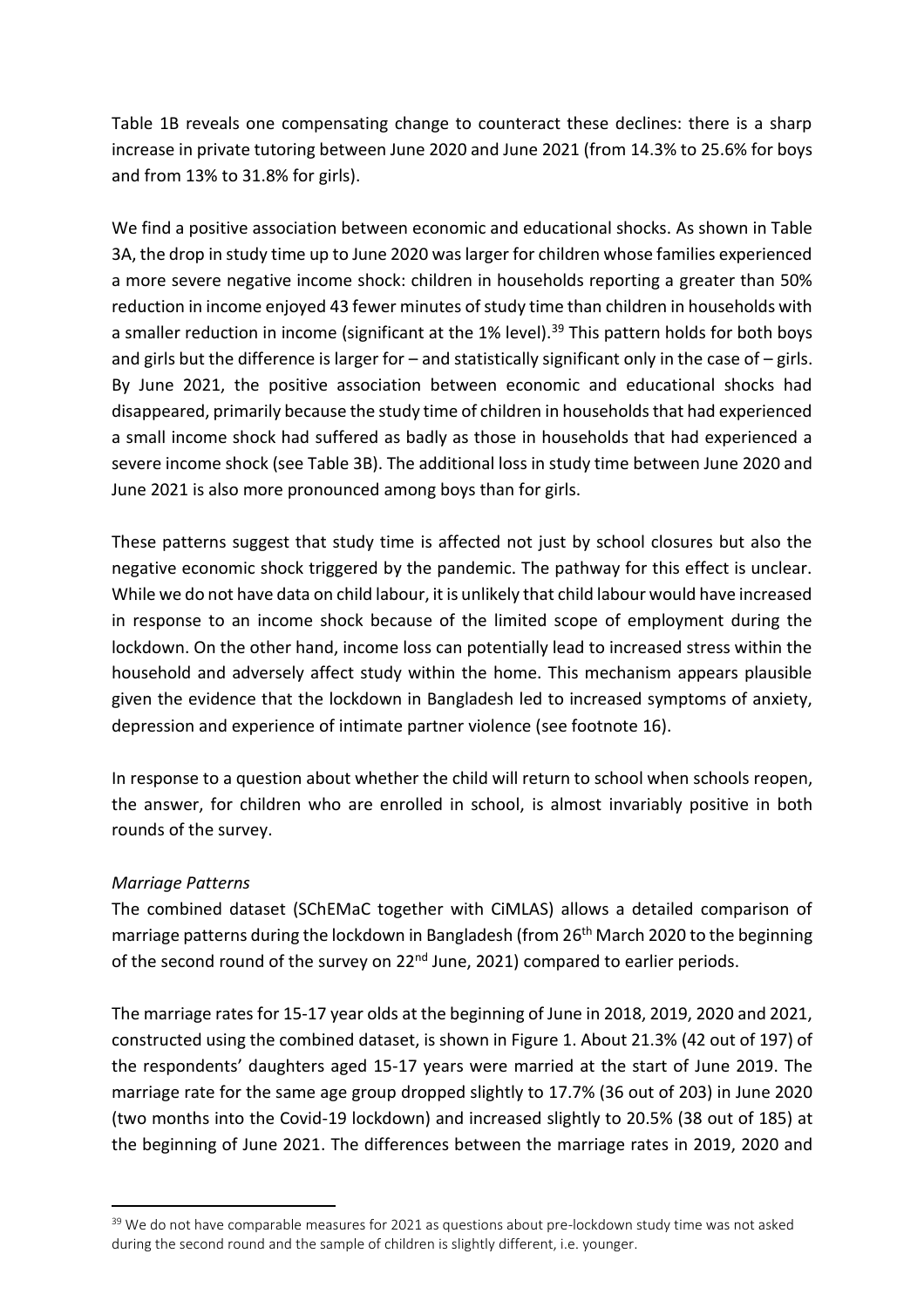Table 1B reveals one compensating change to counteract these declines: there is a sharp increase in private tutoring between June 2020 and June 2021 (from 14.3% to 25.6% for boys and from 13% to 31.8% for girls).

We find a positive association between economic and educational shocks. As shown in Table 3A, the drop in study time up to June 2020 was larger for children whose families experienced a more severe negative income shock: children in households reporting a greater than 50% reduction in income enjoyed 43 fewer minutes of study time than children in households with a smaller reduction in income (significant at the 1% level).[39] This pattern holds for both boys and girls but the difference is larger for – and statistically significant only in the case of – girls. By June 2021, the positive association between economic and educational shocks had disappeared, primarily because the study time of children in households that had experienced a small income shock had suffered as badly as those in households that had experienced a severe income shock (see Table 3B). The additional loss in study time between June 2020 and June 2021 is also more pronounced among boys than for girls.

These patterns suggest that study time is affected not just by school closures but also the negative economic shock triggered by the pandemic. The pathway for this effect is unclear. While we do not have data on child labour, it is unlikely that child labour would have increased in response to an income shock because of the limited scope of employment during the lockdown. On the other hand, income loss can potentially lead to increased stress within the household and adversely affect study within the home. This mechanism appears plausible given the evidence that the lockdown in Bangladesh led to increased symptoms of anxiety, depression and experience of intimate partner violence (see footnote 16).

In response to a question about whether the child will return to school when schools reopen, the answer, for children who are enrolled in school, is almost invariably positive in both rounds of the survey.

*Marriage Patterns*

The combined dataset (SChEMaC together with CiMLAS) allows a detailed comparison of marriage patterns during the lockdown in Bangladesh (from 26th March 2020 to the beginning of the second round of the survey on 22nd June, 2021) compared to earlier periods.

The marriage rates for 15-17 year olds at the beginning of June in 2018, 2019, 2020 and 2021, constructed using the combined dataset, is shown in Figure 1. About 21.3% (42 out of 197) of the respondents' daughters aged 15-17 years were married at the start of June 2019. The marriage rate for the same age group dropped slightly to 17.7% (36 out of 203) in June 2020 (two months into the Covid-19 lockdown) and increased slightly to 20.5% (38 out of 185) at the beginning of June 2021. The differences between the marriage rates in 2019, 2020 and

---

[39] We do not have comparable measures for 2021 as questions about pre-lockdown study time was not asked during the second round and the sample of children is slightly different, i.e. younger.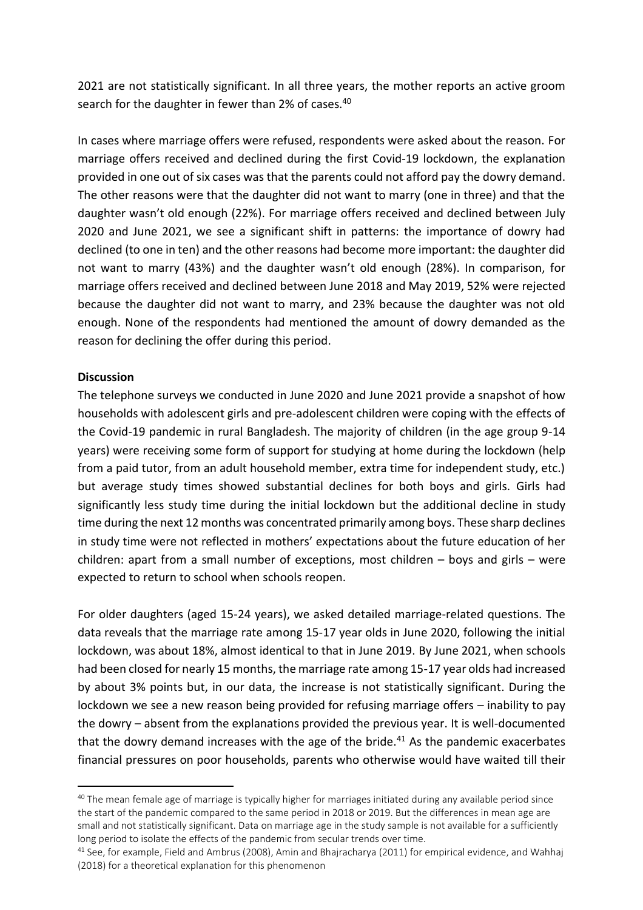2021 are not statistically significant. In all three years, the mother reports an active groom search for the daughter in fewer than 2% of cases.[40]

In cases where marriage offers were refused, respondents were asked about the reason. For marriage offers received and declined during the first Covid-19 lockdown, the explanation provided in one out of six cases was that the parents could not afford pay the dowry demand. The other reasons were that the daughter did not want to marry (one in three) and that the daughter wasn't old enough (22%). For marriage offers received and declined between July 2020 and June 2021, we see a significant shift in patterns: the importance of dowry had declined (to one in ten) and the other reasons had become more important: the daughter did not want to marry (43%) and the daughter wasn't old enough (28%). In comparison, for marriage offers received and declined between June 2018 and May 2019, 52% were rejected because the daughter did not want to marry, and 23% because the daughter was not old enough. None of the respondents had mentioned the amount of dowry demanded as the reason for declining the offer during this period.

**Discussion**

The telephone surveys we conducted in June 2020 and June 2021 provide a snapshot of how households with adolescent girls and pre-adolescent children were coping with the effects of the Covid-19 pandemic in rural Bangladesh. The majority of children (in the age group 9-14 years) were receiving some form of support for studying at home during the lockdown (help from a paid tutor, from an adult household member, extra time for independent study, etc.) but average study times showed substantial declines for both boys and girls. Girls had significantly less study time during the initial lockdown but the additional decline in study time during the next 12 months was concentrated primarily among boys. These sharp declines in study time were not reflected in mothers' expectations about the future education of her children: apart from a small number of exceptions, most children – boys and girls – were expected to return to school when schools reopen.

For older daughters (aged 15-24 years), we asked detailed marriage-related questions. The data reveals that the marriage rate among 15-17 year olds in June 2020, following the initial lockdown, was about 18%, almost identical to that in June 2019. By June 2021, when schools had been closed for nearly 15 months, the marriage rate among 15-17 year olds had increased by about 3% points but, in our data, the increase is not statistically significant. During the lockdown we see a new reason being provided for refusing marriage offers – inability to pay the dowry – absent from the explanations provided the previous year. It is well-documented that the dowry demand increases with the age of the bride.[41] As the pandemic exacerbates financial pressures on poor households, parents who otherwise would have waited till their

[40] The mean female age of marriage is typically higher for marriages initiated during any available period since the start of the pandemic compared to the same period in 2018 or 2019. But the differences in mean age are small and not statistically significant. Data on marriage age in the study sample is not available for a sufficiently long period to isolate the effects of the pandemic from secular trends over time.

[41] See, for example, Field and Ambrus (2008), Amin and Bhajracharya (2011) for empirical evidence, and Wahhaj (2018) for a theoretical explanation for this phenomenon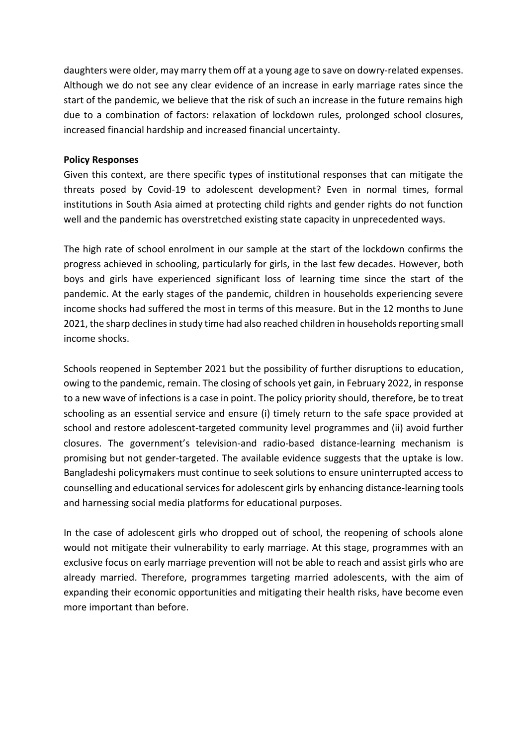daughters were older, may marry them off at a young age to save on dowry-related expenses. Although we do not see any clear evidence of an increase in early marriage rates since the start of the pandemic, we believe that the risk of such an increase in the future remains high due to a combination of factors: relaxation of lockdown rules, prolonged school closures, increased financial hardship and increased financial uncertainty.

**Policy Responses**

Given this context, are there specific types of institutional responses that can mitigate the threats posed by Covid-19 to adolescent development? Even in normal times, formal institutions in South Asia aimed at protecting child rights and gender rights do not function well and the pandemic has overstretched existing state capacity in unprecedented ways.

The high rate of school enrolment in our sample at the start of the lockdown confirms the progress achieved in schooling, particularly for girls, in the last few decades. However, both boys and girls have experienced significant loss of learning time since the start of the pandemic. At the early stages of the pandemic, children in households experiencing severe income shocks had suffered the most in terms of this measure. But in the 12 months to June 2021, the sharp declines in study time had also reached children in households reporting small income shocks.

Schools reopened in September 2021 but the possibility of further disruptions to education, owing to the pandemic, remain. The closing of schools yet gain, in February 2022, in response to a new wave of infections is a case in point. The policy priority should, therefore, be to treat schooling as an essential service and ensure (i) timely return to the safe space provided at school and restore adolescent-targeted community level programmes and (ii) avoid further closures. The government's television-and radio-based distance-learning mechanism is promising but not gender-targeted. The available evidence suggests that the uptake is low. Bangladeshi policymakers must continue to seek solutions to ensure uninterrupted access to counselling and educational services for adolescent girls by enhancing distance-learning tools and harnessing social media platforms for educational purposes.

In the case of adolescent girls who dropped out of school, the reopening of schools alone would not mitigate their vulnerability to early marriage. At this stage, programmes with an exclusive focus on early marriage prevention will not be able to reach and assist girls who are already married. Therefore, programmes targeting married adolescents, with the aim of expanding their economic opportunities and mitigating their health risks, have become even more important than before.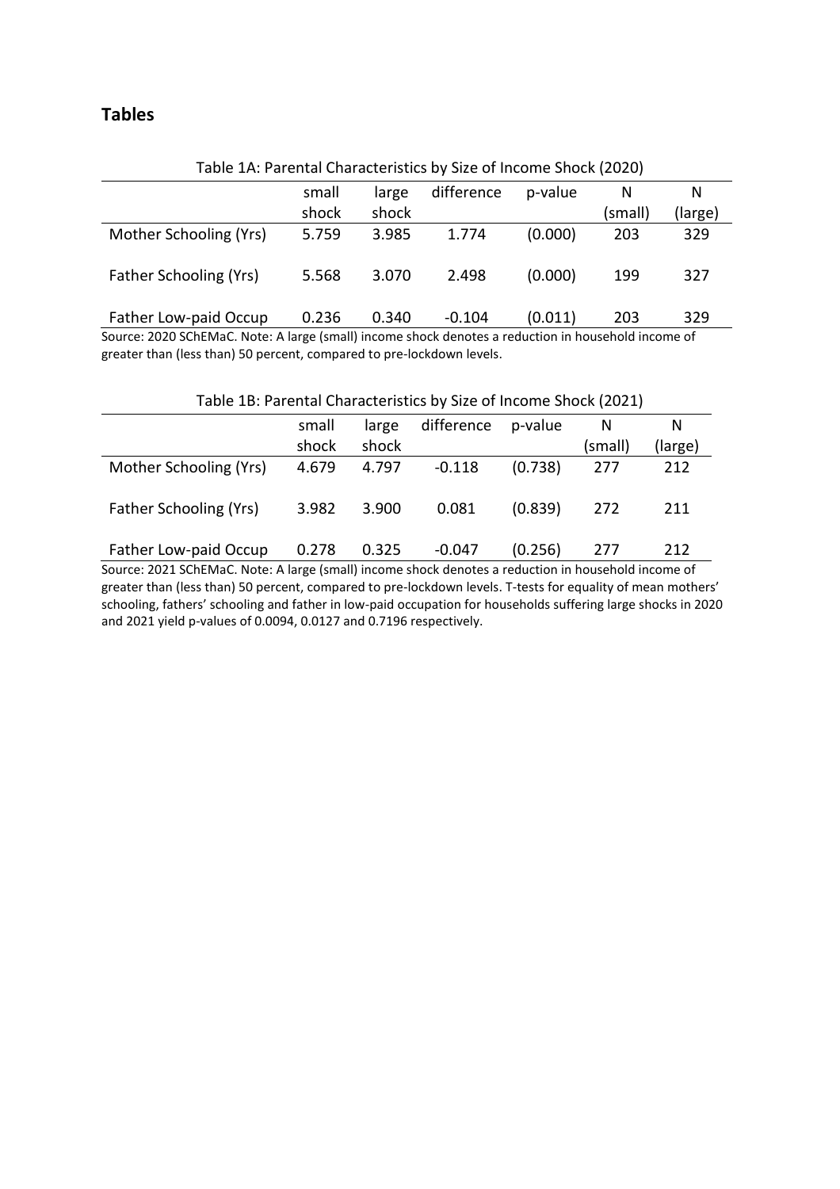## Tables

Table 1A: Parental Characteristics by Size of Income Shock (2020)

| | small shock | large shock | difference | p-value | N (small) | N (large) |
|---|---|---|---|---|---|---|
| Mother Schooling (Yrs) | 5.759 | 3.985 | 1.774 | (0.000) | 203 | 329 |
| Father Schooling (Yrs) | 5.568 | 3.070 | 2.498 | (0.000) | 199 | 327 |
| Father Low-paid Occup | 0.236 | 0.340 | -0.104 | (0.011) | 203 | 329 |

Source: 2020 SChEMaC. Note: A large (small) income shock denotes a reduction in household income of greater than (less than) 50 percent, compared to pre-lockdown levels.

Table 1B: Parental Characteristics by Size of Income Shock (2021)

| | small shock | large shock | difference | p-value | N (small) | N (large) |
|---|---|---|---|---|---|---|
| Mother Schooling (Yrs) | 4.679 | 4.797 | -0.118 | (0.738) | 277 | 212 |
| Father Schooling (Yrs) | 3.982 | 3.900 | 0.081 | (0.839) | 272 | 211 |
| Father Low-paid Occup | 0.278 | 0.325 | -0.047 | (0.256) | 277 | 212 |

Source: 2021 SChEMaC. Note: A large (small) income shock denotes a reduction in household income of greater than (less than) 50 percent, compared to pre-lockdown levels. T-tests for equality of mean mothers' schooling, fathers' schooling and father in low-paid occupation for households suffering large shocks in 2020 and 2021 yield p-values of 0.0094, 0.0127 and 0.7196 respectively.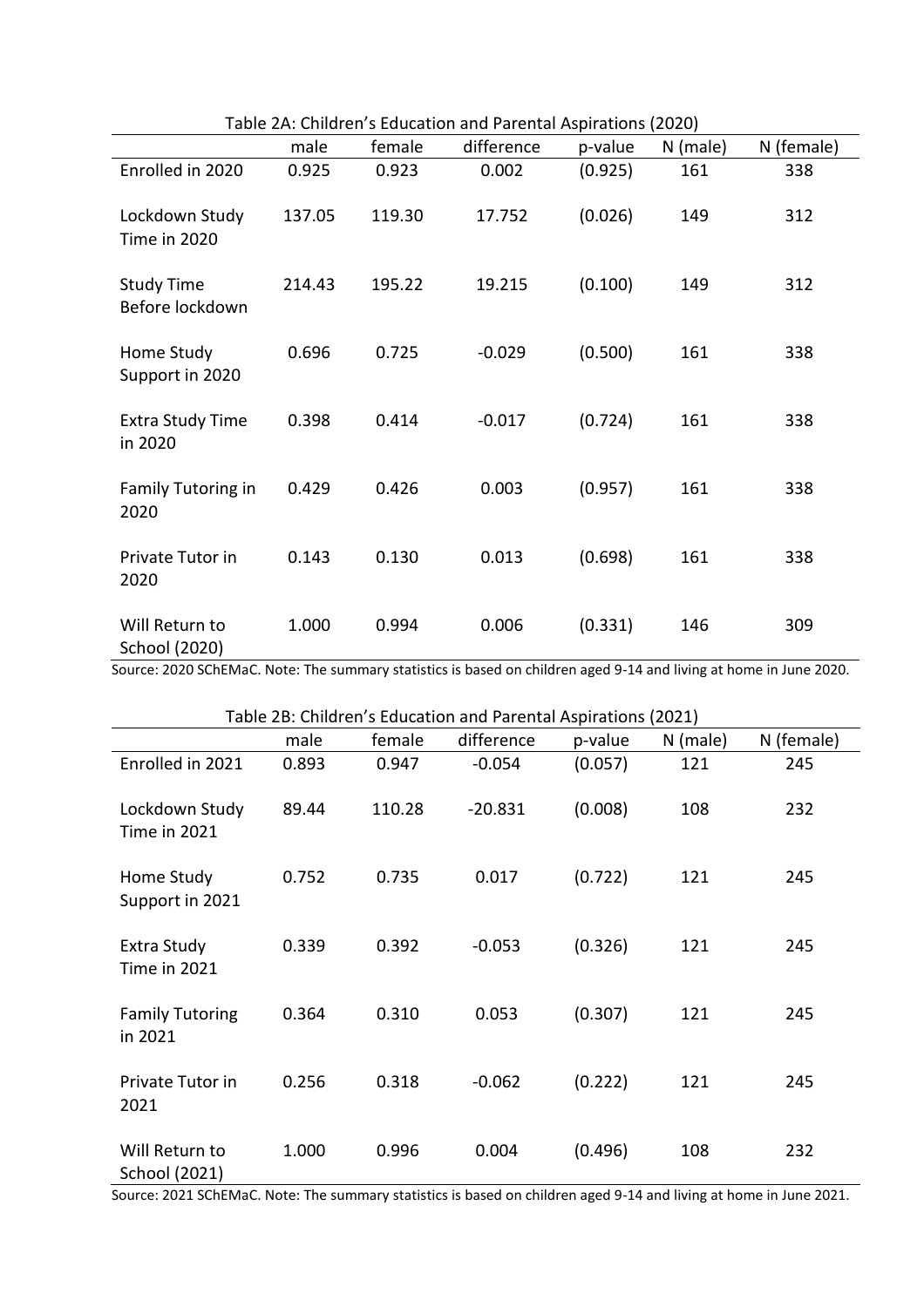Table 2A: Children's Education and Parental Aspirations (2020)

| | male | female | difference | p-value | N (male) | N (female) |
|---|---|---|---|---|---|---|
| Enrolled in 2020 | 0.925 | 0.923 | 0.002 | (0.925) | 161 | 338 |
| Lockdown Study Time in 2020 | 137.05 | 119.30 | 17.752 | (0.026) | 149 | 312 |
| Study Time Before lockdown | 214.43 | 195.22 | 19.215 | (0.100) | 149 | 312 |
| Home Study Support in 2020 | 0.696 | 0.725 | -0.029 | (0.500) | 161 | 338 |
| Extra Study Time in 2020 | 0.398 | 0.414 | -0.017 | (0.724) | 161 | 338 |
| Family Tutoring in 2020 | 0.429 | 0.426 | 0.003 | (0.957) | 161 | 338 |
| Private Tutor in 2020 | 0.143 | 0.130 | 0.013 | (0.698) | 161 | 338 |
| Will Return to School (2020) | 1.000 | 0.994 | 0.006 | (0.331) | 146 | 309 |

Source: 2020 SChEMaC. Note: The summary statistics is based on children aged 9-14 and living at home in June 2020.

Table 2B: Children's Education and Parental Aspirations (2021)

| | male | female | difference | p-value | N (male) | N (female) |
|---|---|---|---|---|---|---|
| Enrolled in 2021 | 0.893 | 0.947 | -0.054 | (0.057) | 121 | 245 |
| Lockdown Study Time in 2021 | 89.44 | 110.28 | -20.831 | (0.008) | 108 | 232 |
| Home Study Support in 2021 | 0.752 | 0.735 | 0.017 | (0.722) | 121 | 245 |
| Extra Study Time in 2021 | 0.339 | 0.392 | -0.053 | (0.326) | 121 | 245 |
| Family Tutoring in 2021 | 0.364 | 0.310 | 0.053 | (0.307) | 121 | 245 |
| Private Tutor in 2021 | 0.256 | 0.318 | -0.062 | (0.222) | 121 | 245 |
| Will Return to School (2021) | 1.000 | 0.996 | 0.004 | (0.496) | 108 | 232 |

Source: 2021 SChEMaC. Note: The summary statistics is based on children aged 9-14 and living at home in June 2021.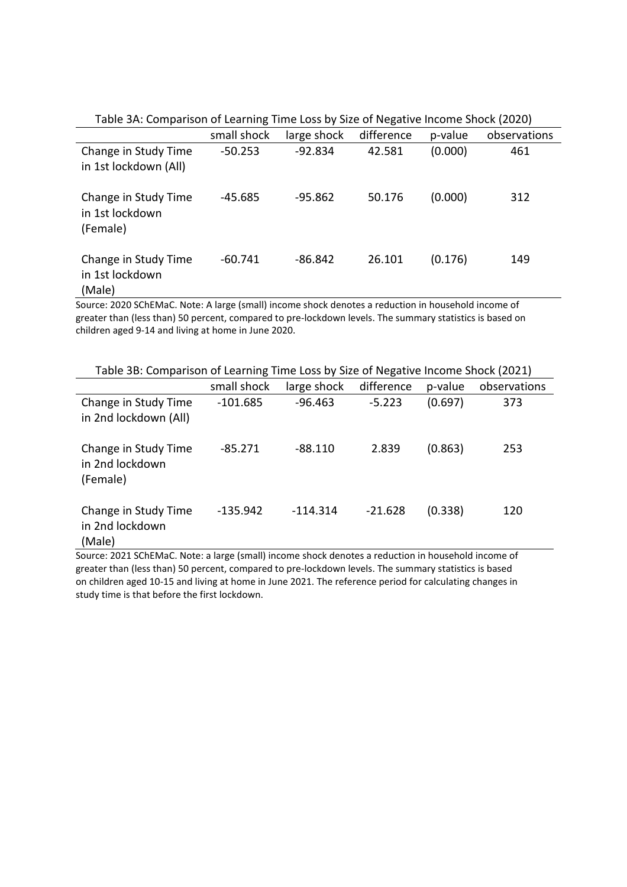Table 3A: Comparison of Learning Time Loss by Size of Negative Income Shock (2020)

| | small shock | large shock | difference | p-value | observations |
|---|---|---|---|---|---|
| Change in Study Time in 1st lockdown (All) | -50.253 | -92.834 | 42.581 | (0.000) | 461 |
| Change in Study Time in 1st lockdown (Female) | -45.685 | -95.862 | 50.176 | (0.000) | 312 |
| Change in Study Time in 1st lockdown (Male) | -60.741 | -86.842 | 26.101 | (0.176) | 149 |

Source: 2020 SChEMaC. Note: A large (small) income shock denotes a reduction in household income of greater than (less than) 50 percent, compared to pre-lockdown levels. The summary statistics is based on children aged 9-14 and living at home in June 2020.

Table 3B: Comparison of Learning Time Loss by Size of Negative Income Shock (2021)

| | small shock | large shock | difference | p-value | observations |
|---|---|---|---|---|---|
| Change in Study Time in 2nd lockdown (All) | -101.685 | -96.463 | -5.223 | (0.697) | 373 |
| Change in Study Time in 2nd lockdown (Female) | -85.271 | -88.110 | 2.839 | (0.863) | 253 |
| Change in Study Time in 2nd lockdown (Male) | -135.942 | -114.314 | -21.628 | (0.338) | 120 |

Source: 2021 SChEMaC. Note: a large (small) income shock denotes a reduction in household income of greater than (less than) 50 percent, compared to pre-lockdown levels. The summary statistics is based on children aged 10-15 and living at home in June 2021. The reference period for calculating changes in study time is that before the first lockdown.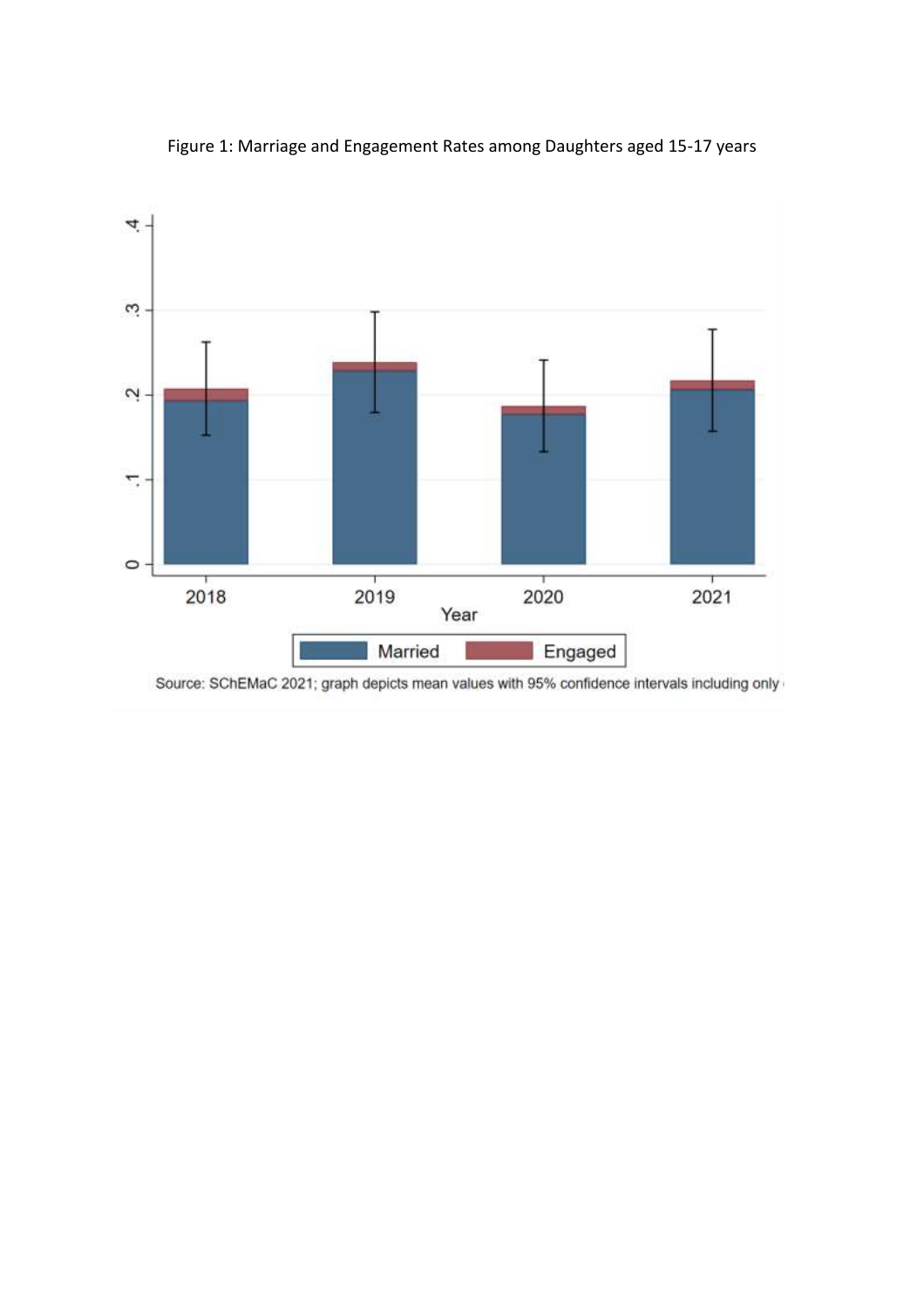Figure 1: Marriage and Engagement Rates among Daughters aged 15-17 years

Source: SChEMaC 2021; graph depicts mean values with 95% confidence intervals including only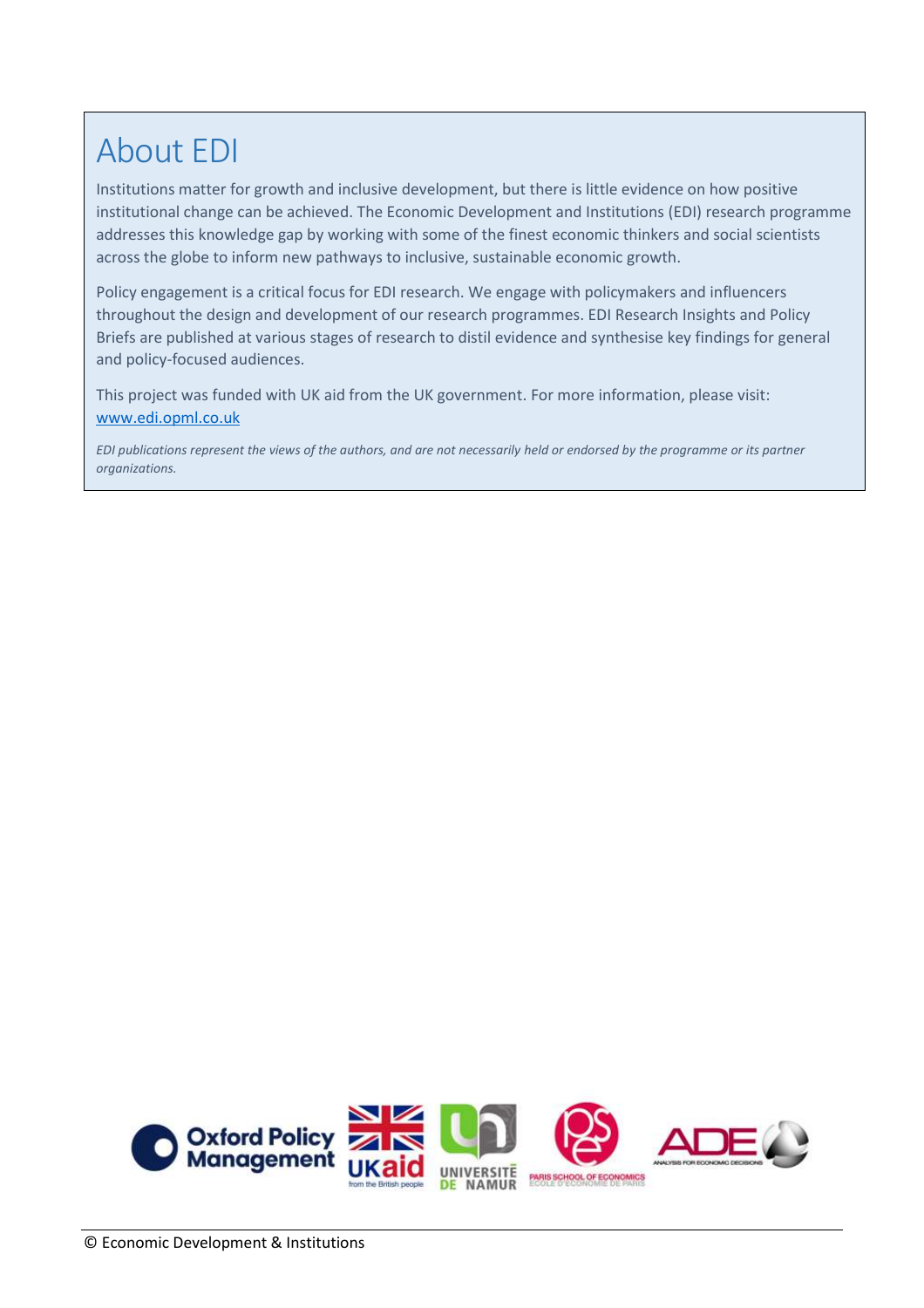# About EDI

Institutions matter for growth and inclusive development, but there is little evidence on how positive institutional change can be achieved. The Economic Development and Institutions (EDI) research programme addresses this knowledge gap by working with some of the finest economic thinkers and social scientists across the globe to inform new pathways to inclusive, sustainable economic growth.

Policy engagement is a critical focus for EDI research. We engage with policymakers and influencers throughout the design and development of our research programmes. EDI Research Insights and Policy Briefs are published at various stages of research to distil evidence and synthesise key findings for general and policy-focused audiences.

This project was funded with UK aid from the UK government. For more information, please visit: [www.edi.opml.co.uk](www.edi.opml.co.uk)

*EDI publications represent the views of the authors, and are not necessarily held or endorsed by the programme or its partner organizations.*

© Economic Development & Institutions